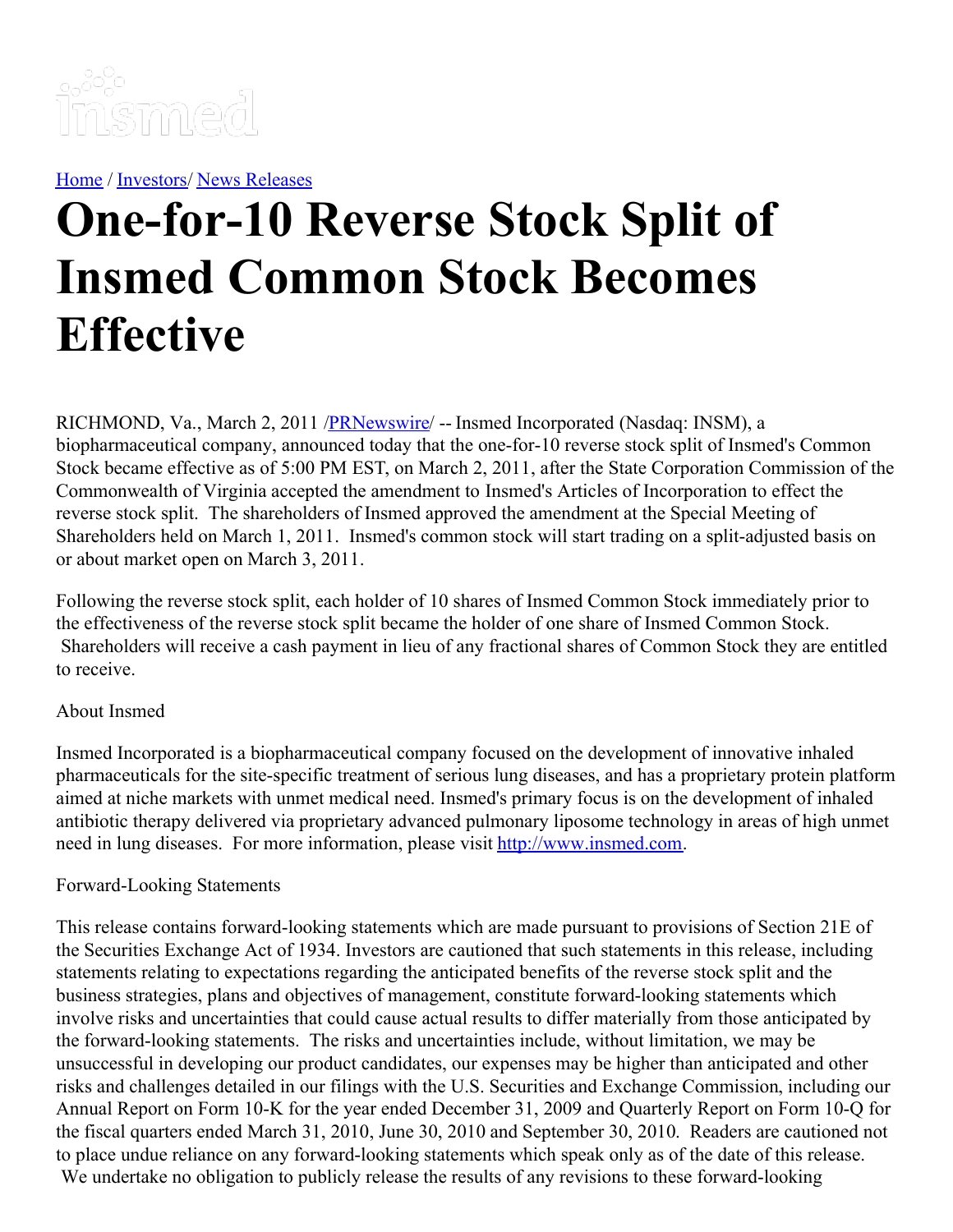[Home](#) / [Investors](#)/ [News Releases](#)

# One-for-10 Reverse Stock Split of Insmed Common Stock Becomes Effective

RICHMOND, Va., March 2, 2011 /[PRNewswire](#)/ -- Insmed Incorporated (Nasdaq: INSM), a biopharmaceutical company, announced today that the one-for-10 reverse stock split of Insmed's Common Stock became effective as of 5:00 PM EST, on March 2, 2011, after the State Corporation Commission of the Commonwealth of Virginia accepted the amendment to Insmed's Articles of Incorporation to effect the reverse stock split. The shareholders of Insmed approved the amendment at the Special Meeting of Shareholders held on March 1, 2011. Insmed's common stock will start trading on a split-adjusted basis on or about market open on March 3, 2011.

Following the reverse stock split, each holder of 10 shares of Insmed Common Stock immediately prior to the effectiveness of the reverse stock split became the holder of one share of Insmed Common Stock. Shareholders will receive a cash payment in lieu of any fractional shares of Common Stock they are entitled to receive.

About Insmed

Insmed Incorporated is a biopharmaceutical company focused on the development of innovative inhaled pharmaceuticals for the site-specific treatment of serious lung diseases, and has a proprietary protein platform aimed at niche markets with unmet medical need. Insmed's primary focus is on the development of inhaled antibiotic therapy delivered via proprietary advanced pulmonary liposome technology in areas of high unmet need in lung diseases. For more information, please visit [http://www.insmed.com](http://www.insmed.com).

Forward-Looking Statements

This release contains forward-looking statements which are made pursuant to provisions of Section 21E of the Securities Exchange Act of 1934. Investors are cautioned that such statements in this release, including statements relating to expectations regarding the anticipated benefits of the reverse stock split and the business strategies, plans and objectives of management, constitute forward-looking statements which involve risks and uncertainties that could cause actual results to differ materially from those anticipated by the forward-looking statements. The risks and uncertainties include, without limitation, we may be unsuccessful in developing our product candidates, our expenses may be higher than anticipated and other risks and challenges detailed in our filings with the U.S. Securities and Exchange Commission, including our Annual Report on Form 10-K for the year ended December 31, 2009 and Quarterly Report on Form 10-Q for the fiscal quarters ended March 31, 2010, June 30, 2010 and September 30, 2010. Readers are cautioned not to place undue reliance on any forward-looking statements which speak only as of the date of this release. We undertake no obligation to publicly release the results of any revisions to these forward-looking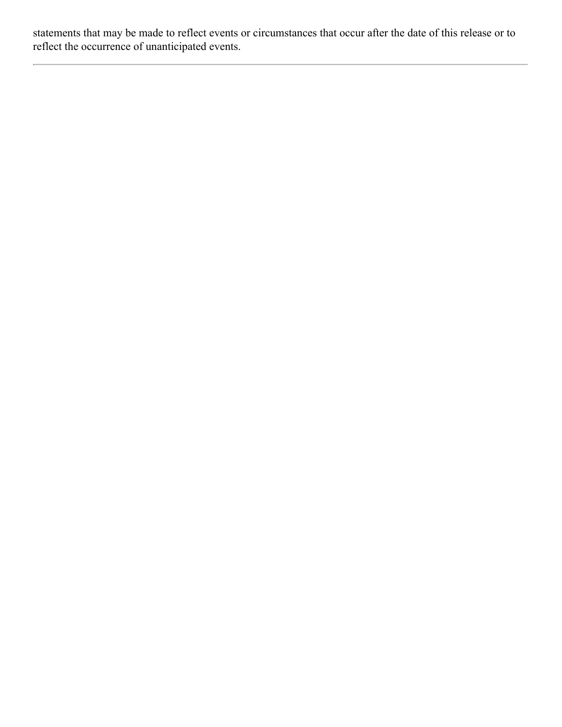statements that may be made to reflect events or circumstances that occur after the date of this release or to reflect the occurrence of unanticipated events.

---